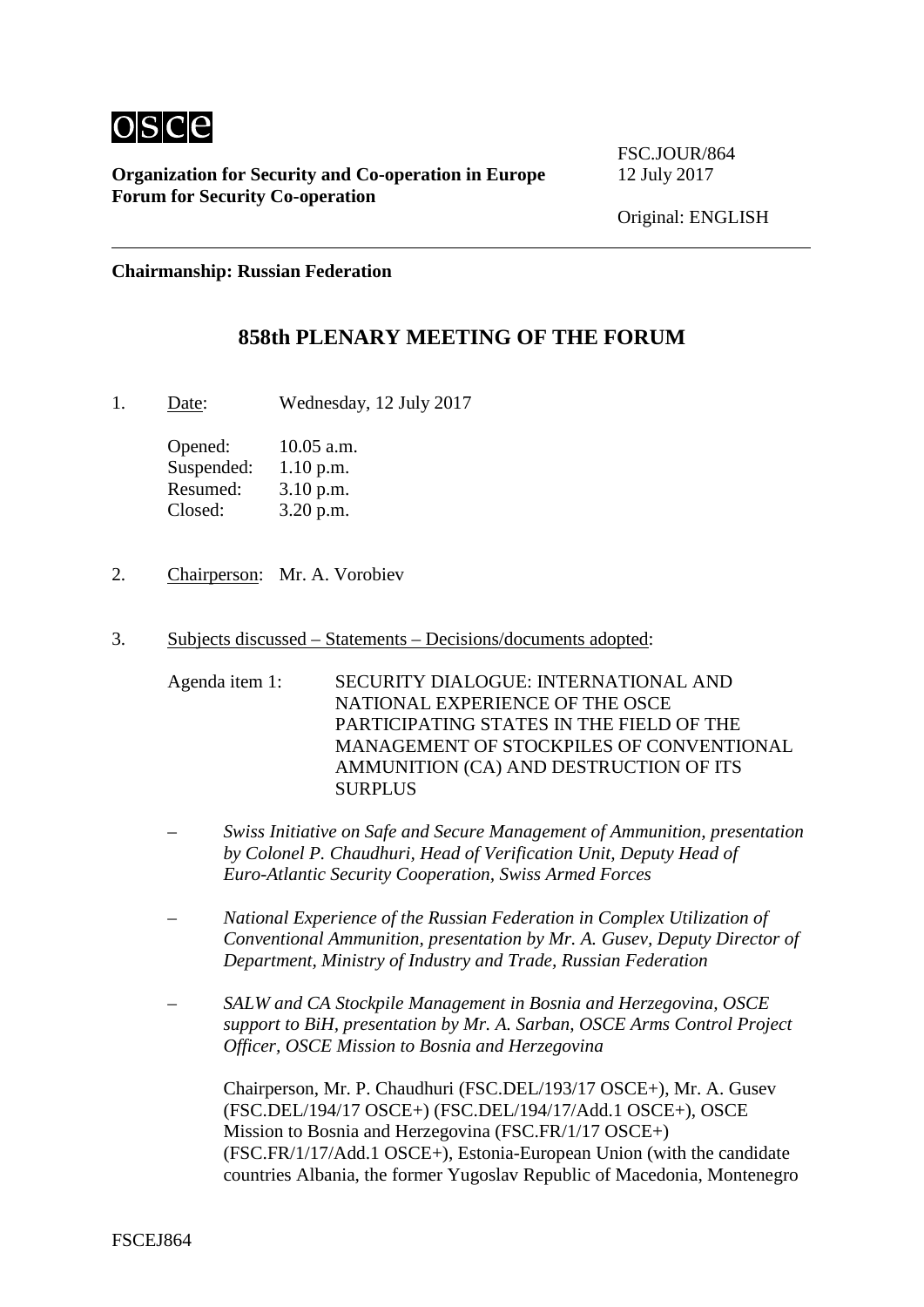osce

**Organization for Security and Co-operation in Europe**
**Forum for Security Co-operation**

FSC.JOUR/864
12 July 2017

Original: ENGLISH

**Chairmanship: Russian Federation**

## 858th PLENARY MEETING OF THE FORUM

1. Date: Wednesday, 12 July 2017

   Opened: 10.05 a.m.
   Suspended: 1.10 p.m.
   Resumed: 3.10 p.m.
   Closed: 3.20 p.m.

2. Chairperson: Mr. A. Vorobiev

3. Subjects discussed – Statements – Decisions/documents adopted:

   Agenda item 1: SECURITY DIALOGUE: INTERNATIONAL AND NATIONAL EXPERIENCE OF THE OSCE PARTICIPATING STATES IN THE FIELD OF THE MANAGEMENT OF STOCKPILES OF CONVENTIONAL AMMUNITION (CA) AND DESTRUCTION OF ITS SURPLUS

   – *Swiss Initiative on Safe and Secure Management of Ammunition, presentation by Colonel P. Chaudhuri, Head of Verification Unit, Deputy Head of Euro-Atlantic Security Cooperation, Swiss Armed Forces*

   – *National Experience of the Russian Federation in Complex Utilization of Conventional Ammunition, presentation by Mr. A. Gusev, Deputy Director of Department, Ministry of Industry and Trade, Russian Federation*

   – *SALW and CA Stockpile Management in Bosnia and Herzegovina, OSCE support to BiH, presentation by Mr. A. Sarban, OSCE Arms Control Project Officer, OSCE Mission to Bosnia and Herzegovina*

   Chairperson, Mr. P. Chaudhuri (FSC.DEL/193/17 OSCE+), Mr. A. Gusev (FSC.DEL/194/17 OSCE+) (FSC.DEL/194/17/Add.1 OSCE+), OSCE Mission to Bosnia and Herzegovina (FSC.FR/1/17 OSCE+) (FSC.FR/1/17/Add.1 OSCE+), Estonia-European Union (with the candidate countries Albania, the former Yugoslav Republic of Macedonia, Montenegro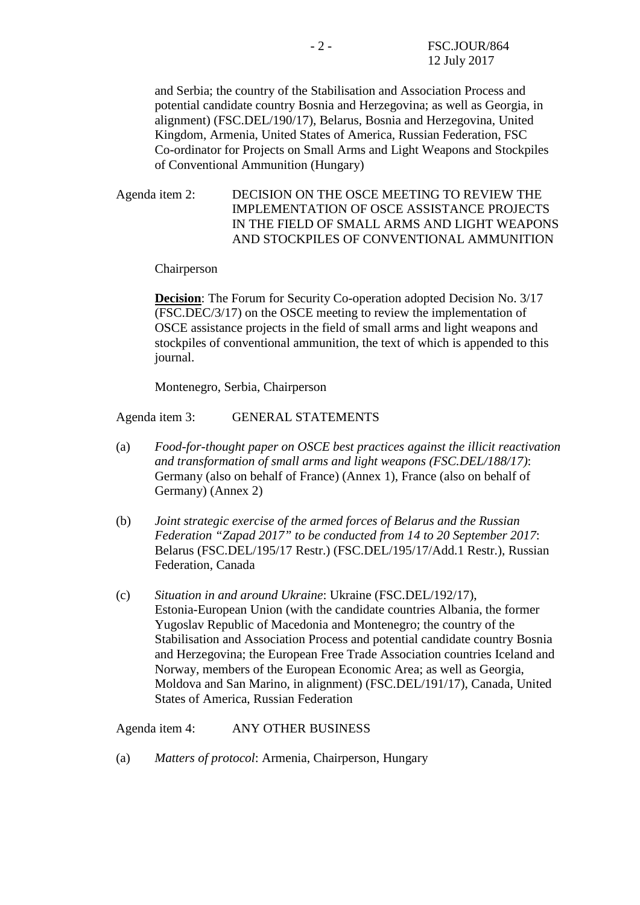and Serbia; the country of the Stabilisation and Association Process and potential candidate country Bosnia and Herzegovina; as well as Georgia, in alignment) (FSC.DEL/190/17), Belarus, Bosnia and Herzegovina, United Kingdom, Armenia, United States of America, Russian Federation, FSC Co-ordinator for Projects on Small Arms and Light Weapons and Stockpiles of Conventional Ammunition (Hungary)

Agenda item 2: DECISION ON THE OSCE MEETING TO REVIEW THE IMPLEMENTATION OF OSCE ASSISTANCE PROJECTS IN THE FIELD OF SMALL ARMS AND LIGHT WEAPONS AND STOCKPILES OF CONVENTIONAL AMMUNITION

Chairperson

**Decision**: The Forum for Security Co-operation adopted Decision No. 3/17 (FSC.DEC/3/17) on the OSCE meeting to review the implementation of OSCE assistance projects in the field of small arms and light weapons and stockpiles of conventional ammunition, the text of which is appended to this journal.

Montenegro, Serbia, Chairperson

Agenda item 3: GENERAL STATEMENTS

(a) *Food-for-thought paper on OSCE best practices against the illicit reactivation and transformation of small arms and light weapons (FSC.DEL/188/17)*: Germany (also on behalf of France) (Annex 1), France (also on behalf of Germany) (Annex 2)

(b) *Joint strategic exercise of the armed forces of Belarus and the Russian Federation "Zapad 2017" to be conducted from 14 to 20 September 2017*: Belarus (FSC.DEL/195/17 Restr.) (FSC.DEL/195/17/Add.1 Restr.), Russian Federation, Canada

(c) *Situation in and around Ukraine*: Ukraine (FSC.DEL/192/17), Estonia-European Union (with the candidate countries Albania, the former Yugoslav Republic of Macedonia and Montenegro; the country of the Stabilisation and Association Process and potential candidate country Bosnia and Herzegovina; the European Free Trade Association countries Iceland and Norway, members of the European Economic Area; as well as Georgia, Moldova and San Marino, in alignment) (FSC.DEL/191/17), Canada, United States of America, Russian Federation

Agenda item 4: ANY OTHER BUSINESS

(a) *Matters of protocol*: Armenia, Chairperson, Hungary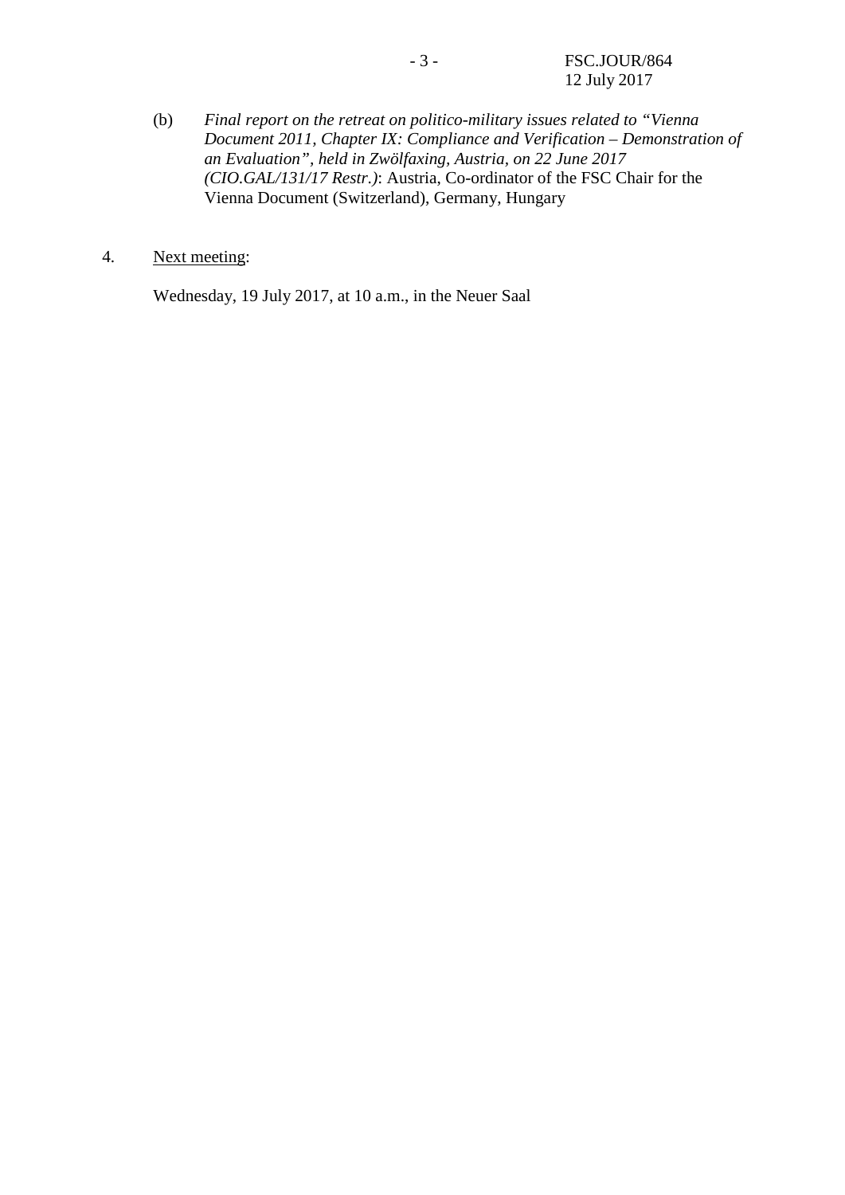(b) *Final report on the retreat on politico-military issues related to "Vienna Document 2011, Chapter IX: Compliance and Verification – Demonstration of an Evaluation", held in Zwölfaxing, Austria, on 22 June 2017 (CIO.GAL/131/17 Restr.)*: Austria, Co-ordinator of the FSC Chair for the Vienna Document (Switzerland), Germany, Hungary

4. Next meeting:

Wednesday, 19 July 2017, at 10 a.m., in the Neuer Saal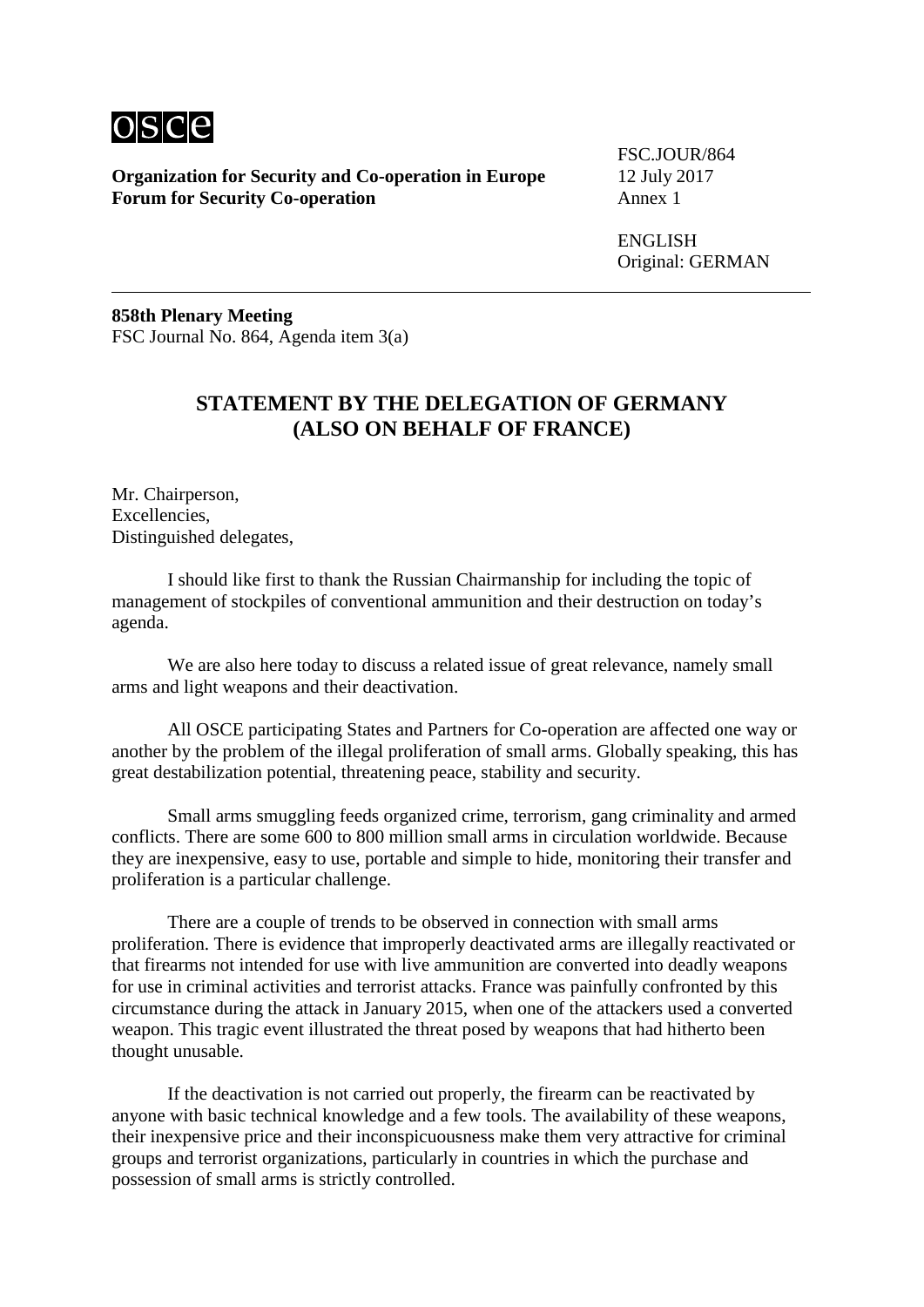**Organization for Security and Co-operation in Europe**
**Forum for Security Co-operation**

FSC.JOUR/864
12 July 2017
Annex 1

ENGLISH
Original: GERMAN

---

**858th Plenary Meeting**
FSC Journal No. 864, Agenda item 3(a)

## STATEMENT BY THE DELEGATION OF GERMANY (ALSO ON BEHALF OF FRANCE)

Mr. Chairperson,
Excellencies,
Distinguished delegates,

I should like first to thank the Russian Chairmanship for including the topic of management of stockpiles of conventional ammunition and their destruction on today's agenda.

We are also here today to discuss a related issue of great relevance, namely small arms and light weapons and their deactivation.

All OSCE participating States and Partners for Co-operation are affected one way or another by the problem of the illegal proliferation of small arms. Globally speaking, this has great destabilization potential, threatening peace, stability and security.

Small arms smuggling feeds organized crime, terrorism, gang criminality and armed conflicts. There are some 600 to 800 million small arms in circulation worldwide. Because they are inexpensive, easy to use, portable and simple to hide, monitoring their transfer and proliferation is a particular challenge.

There are a couple of trends to be observed in connection with small arms proliferation. There is evidence that improperly deactivated arms are illegally reactivated or that firearms not intended for use with live ammunition are converted into deadly weapons for use in criminal activities and terrorist attacks. France was painfully confronted by this circumstance during the attack in January 2015, when one of the attackers used a converted weapon. This tragic event illustrated the threat posed by weapons that had hitherto been thought unusable.

If the deactivation is not carried out properly, the firearm can be reactivated by anyone with basic technical knowledge and a few tools. The availability of these weapons, their inexpensive price and their inconspicuousness make them very attractive for criminal groups and terrorist organizations, particularly in countries in which the purchase and possession of small arms is strictly controlled.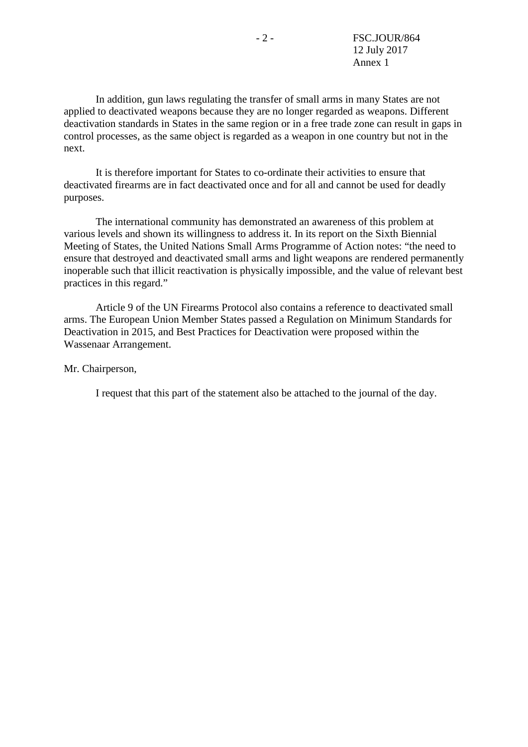In addition, gun laws regulating the transfer of small arms in many States are not applied to deactivated weapons because they are no longer regarded as weapons. Different deactivation standards in States in the same region or in a free trade zone can result in gaps in control processes, as the same object is regarded as a weapon in one country but not in the next.

It is therefore important for States to co-ordinate their activities to ensure that deactivated firearms are in fact deactivated once and for all and cannot be used for deadly purposes.

The international community has demonstrated an awareness of this problem at various levels and shown its willingness to address it. In its report on the Sixth Biennial Meeting of States, the United Nations Small Arms Programme of Action notes: “the need to ensure that destroyed and deactivated small arms and light weapons are rendered permanently inoperable such that illicit reactivation is physically impossible, and the value of relevant best practices in this regard.”

Article 9 of the UN Firearms Protocol also contains a reference to deactivated small arms. The European Union Member States passed a Regulation on Minimum Standards for Deactivation in 2015, and Best Practices for Deactivation were proposed within the Wassenaar Arrangement.

Mr. Chairperson,

I request that this part of the statement also be attached to the journal of the day.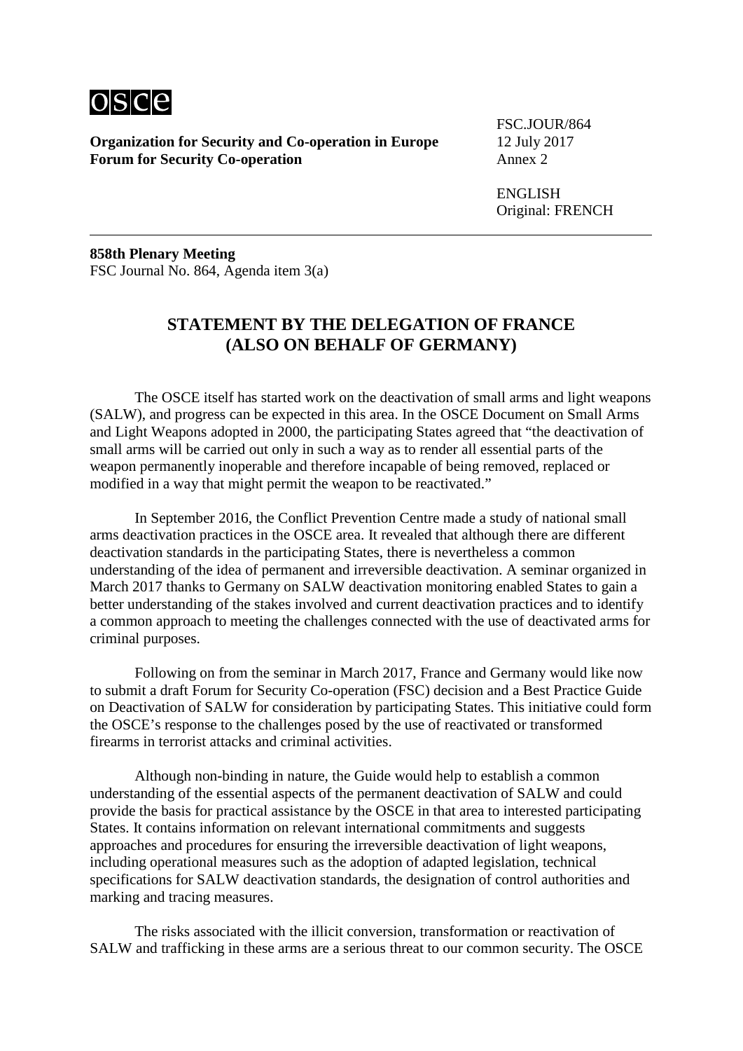**Organization for Security and Co-operation in Europe**
**Forum for Security Co-operation**

FSC.JOUR/864
12 July 2017
Annex 2

ENGLISH
Original: FRENCH

**858th Plenary Meeting**
FSC Journal No. 864, Agenda item 3(a)

## STATEMENT BY THE DELEGATION OF FRANCE (ALSO ON BEHALF OF GERMANY)

The OSCE itself has started work on the deactivation of small arms and light weapons (SALW), and progress can be expected in this area. In the OSCE Document on Small Arms and Light Weapons adopted in 2000, the participating States agreed that "the deactivation of small arms will be carried out only in such a way as to render all essential parts of the weapon permanently inoperable and therefore incapable of being removed, replaced or modified in a way that might permit the weapon to be reactivated."

In September 2016, the Conflict Prevention Centre made a study of national small arms deactivation practices in the OSCE area. It revealed that although there are different deactivation standards in the participating States, there is nevertheless a common understanding of the idea of permanent and irreversible deactivation. A seminar organized in March 2017 thanks to Germany on SALW deactivation monitoring enabled States to gain a better understanding of the stakes involved and current deactivation practices and to identify a common approach to meeting the challenges connected with the use of deactivated arms for criminal purposes.

Following on from the seminar in March 2017, France and Germany would like now to submit a draft Forum for Security Co-operation (FSC) decision and a Best Practice Guide on Deactivation of SALW for consideration by participating States. This initiative could form the OSCE's response to the challenges posed by the use of reactivated or transformed firearms in terrorist attacks and criminal activities.

Although non-binding in nature, the Guide would help to establish a common understanding of the essential aspects of the permanent deactivation of SALW and could provide the basis for practical assistance by the OSCE in that area to interested participating States. It contains information on relevant international commitments and suggests approaches and procedures for ensuring the irreversible deactivation of light weapons, including operational measures such as the adoption of adapted legislation, technical specifications for SALW deactivation standards, the designation of control authorities and marking and tracing measures.

The risks associated with the illicit conversion, transformation or reactivation of SALW and trafficking in these arms are a serious threat to our common security. The OSCE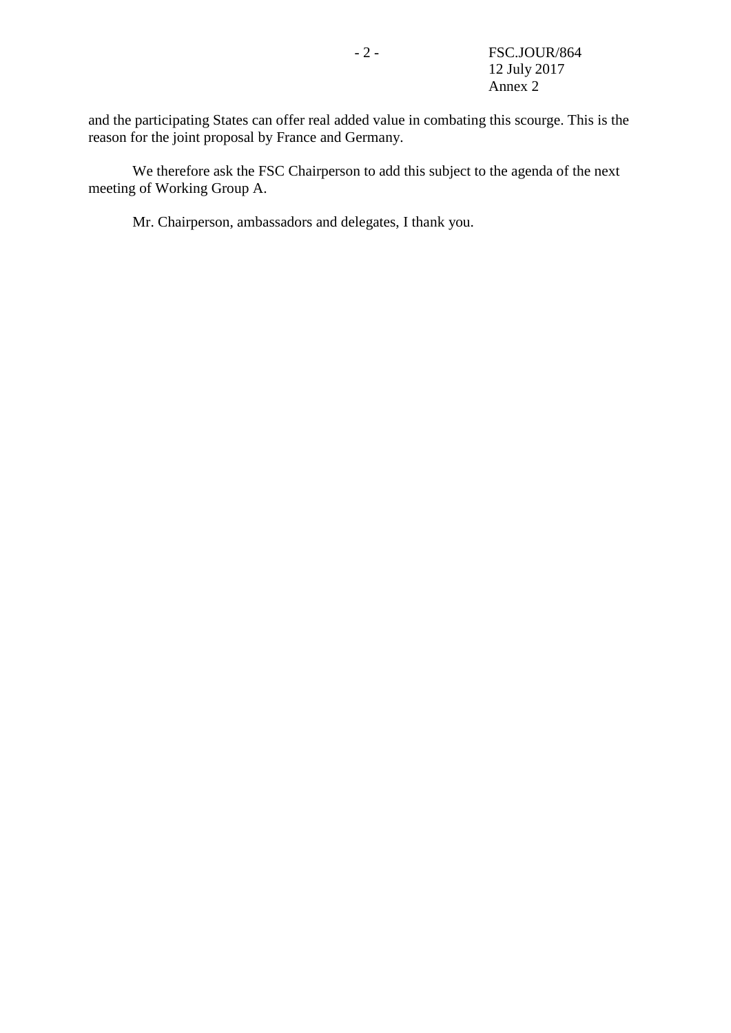and the participating States can offer real added value in combating this scourge. This is the reason for the joint proposal by France and Germany.

We therefore ask the FSC Chairperson to add this subject to the agenda of the next meeting of Working Group A.

Mr. Chairperson, ambassadors and delegates, I thank you.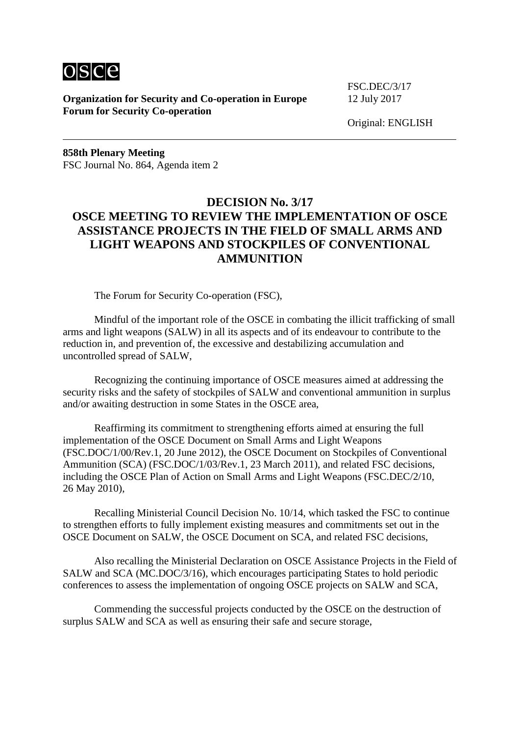osce

**Organization for Security and Co-operation in Europe**
**Forum for Security Co-operation**

FSC.DEC/3/17
12 July 2017

Original: ENGLISH

**858th Plenary Meeting**
FSC Journal No. 864, Agenda item 2

## DECISION No. 3/17
## OSCE MEETING TO REVIEW THE IMPLEMENTATION OF OSCE ASSISTANCE PROJECTS IN THE FIELD OF SMALL ARMS AND LIGHT WEAPONS AND STOCKPILES OF CONVENTIONAL AMMUNITION

The Forum for Security Co-operation (FSC),

Mindful of the important role of the OSCE in combating the illicit trafficking of small arms and light weapons (SALW) in all its aspects and of its endeavour to contribute to the reduction in, and prevention of, the excessive and destabilizing accumulation and uncontrolled spread of SALW,

Recognizing the continuing importance of OSCE measures aimed at addressing the security risks and the safety of stockpiles of SALW and conventional ammunition in surplus and/or awaiting destruction in some States in the OSCE area,

Reaffirming its commitment to strengthening efforts aimed at ensuring the full implementation of the OSCE Document on Small Arms and Light Weapons (FSC.DOC/1/00/Rev.1, 20 June 2012), the OSCE Document on Stockpiles of Conventional Ammunition (SCA) (FSC.DOC/1/03/Rev.1, 23 March 2011), and related FSC decisions, including the OSCE Plan of Action on Small Arms and Light Weapons (FSC.DEC/2/10, 26 May 2010),

Recalling Ministerial Council Decision No. 10/14, which tasked the FSC to continue to strengthen efforts to fully implement existing measures and commitments set out in the OSCE Document on SALW, the OSCE Document on SCA, and related FSC decisions,

Also recalling the Ministerial Declaration on OSCE Assistance Projects in the Field of SALW and SCA (MC.DOC/3/16), which encourages participating States to hold periodic conferences to assess the implementation of ongoing OSCE projects on SALW and SCA,

Commending the successful projects conducted by the OSCE on the destruction of surplus SALW and SCA as well as ensuring their safe and secure storage,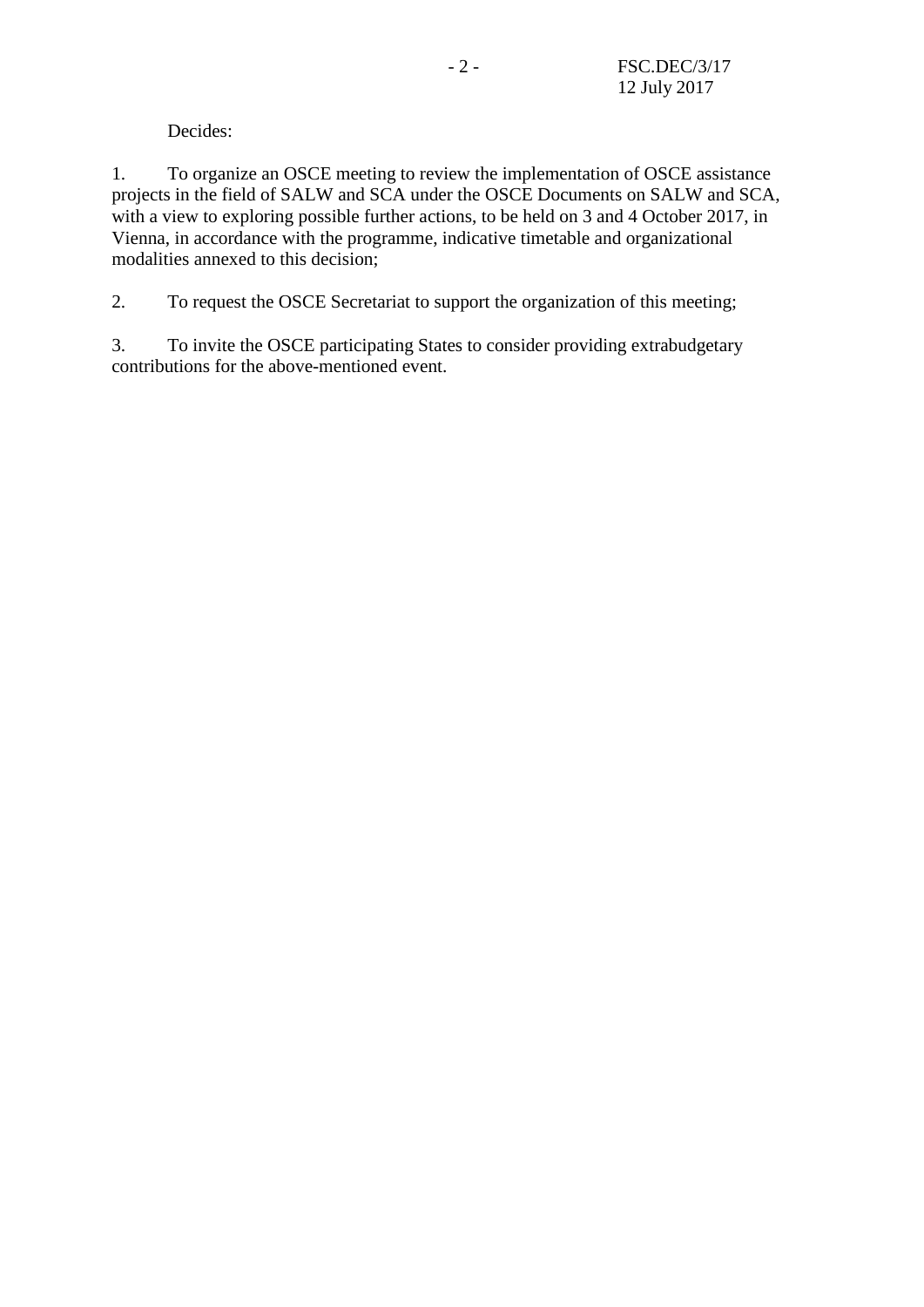Decides:

1. To organize an OSCE meeting to review the implementation of OSCE assistance projects in the field of SALW and SCA under the OSCE Documents on SALW and SCA, with a view to exploring possible further actions, to be held on 3 and 4 October 2017, in Vienna, in accordance with the programme, indicative timetable and organizational modalities annexed to this decision;

2. To request the OSCE Secretariat to support the organization of this meeting;

3. To invite the OSCE participating States to consider providing extrabudgetary contributions for the above-mentioned event.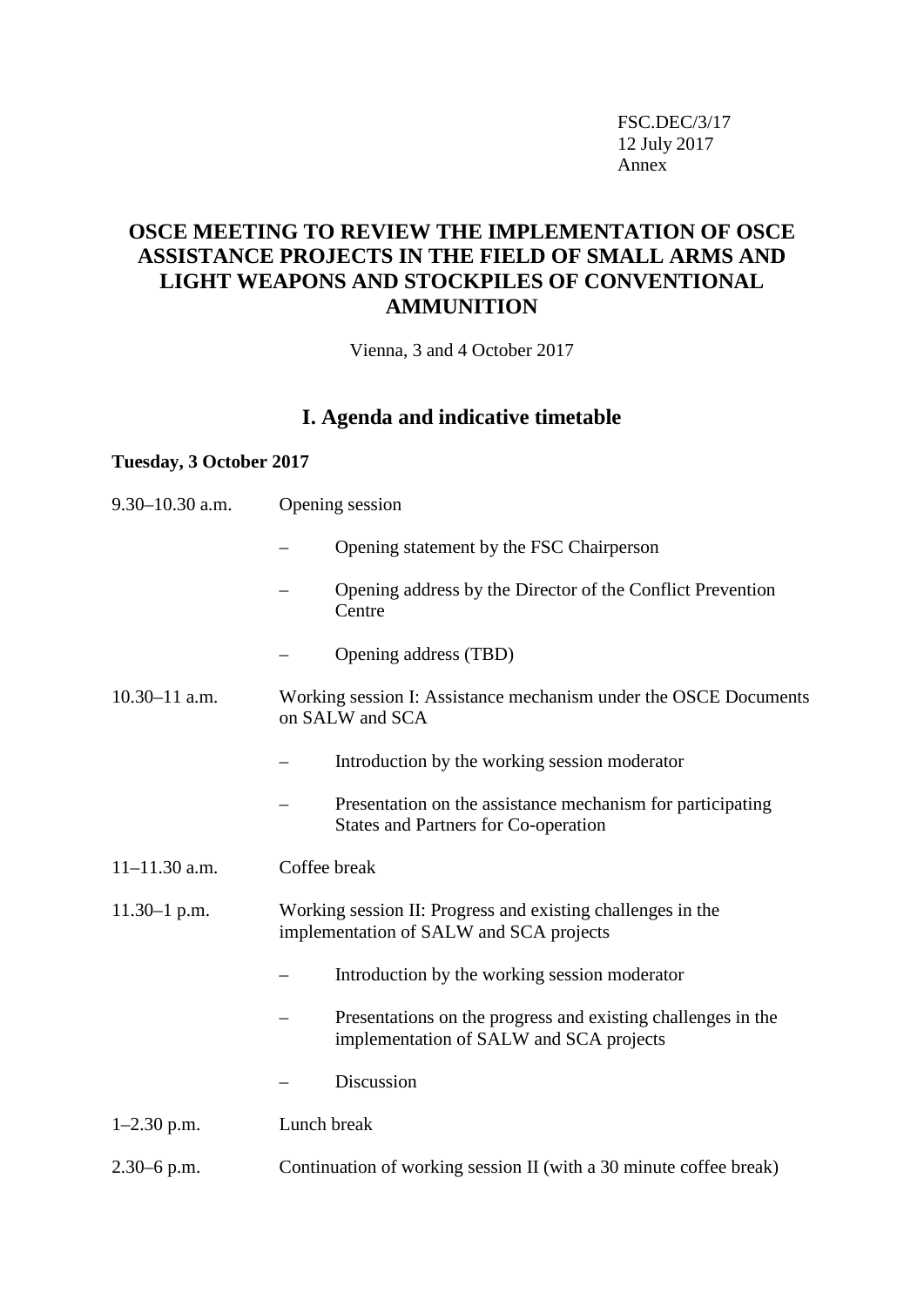FSC.DEC/3/17
12 July 2017
Annex

# OSCE MEETING TO REVIEW THE IMPLEMENTATION OF OSCE ASSISTANCE PROJECTS IN THE FIELD OF SMALL ARMS AND LIGHT WEAPONS AND STOCKPILES OF CONVENTIONAL AMMUNITION

Vienna, 3 and 4 October 2017

## I. Agenda and indicative timetable

**Tuesday, 3 October 2017**

9.30–10.30 a.m. Opening session

– Opening statement by the FSC Chairperson

– Opening address by the Director of the Conflict Prevention Centre

– Opening address (TBD)

10.30–11 a.m. Working session I: Assistance mechanism under the OSCE Documents on SALW and SCA

– Introduction by the working session moderator

– Presentation on the assistance mechanism for participating States and Partners for Co-operation

11–11.30 a.m. Coffee break

11.30–1 p.m. Working session II: Progress and existing challenges in the implementation of SALW and SCA projects

– Introduction by the working session moderator

– Presentations on the progress and existing challenges in the implementation of SALW and SCA projects

– Discussion

1–2.30 p.m. Lunch break

2.30–6 p.m. Continuation of working session II (with a 30 minute coffee break)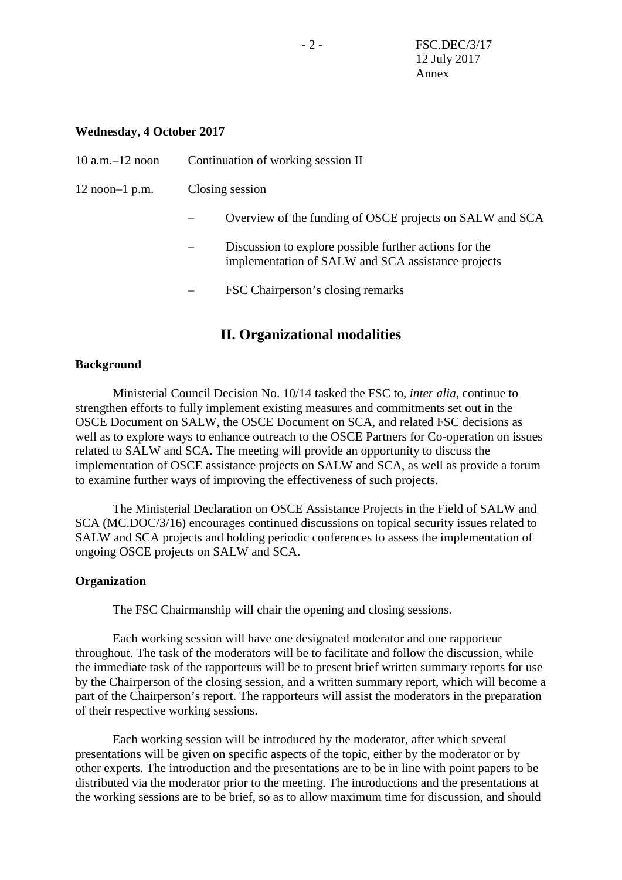**Wednesday, 4 October 2017**

10 a.m.–12 noon Continuation of working session II

12 noon–1 p.m. Closing session

– Overview of the funding of OSCE projects on SALW and SCA

– Discussion to explore possible further actions for the implementation of SALW and SCA assistance projects

– FSC Chairperson's closing remarks

## II. Organizational modalities

**Background**

Ministerial Council Decision No. 10/14 tasked the FSC to, *inter alia*, continue to strengthen efforts to fully implement existing measures and commitments set out in the OSCE Document on SALW, the OSCE Document on SCA, and related FSC decisions as well as to explore ways to enhance outreach to the OSCE Partners for Co-operation on issues related to SALW and SCA. The meeting will provide an opportunity to discuss the implementation of OSCE assistance projects on SALW and SCA, as well as provide a forum to examine further ways of improving the effectiveness of such projects.

The Ministerial Declaration on OSCE Assistance Projects in the Field of SALW and SCA (MC.DOC/3/16) encourages continued discussions on topical security issues related to SALW and SCA projects and holding periodic conferences to assess the implementation of ongoing OSCE projects on SALW and SCA.

**Organization**

The FSC Chairmanship will chair the opening and closing sessions.

Each working session will have one designated moderator and one rapporteur throughout. The task of the moderators will be to facilitate and follow the discussion, while the immediate task of the rapporteurs will be to present brief written summary reports for use by the Chairperson of the closing session, and a written summary report, which will become a part of the Chairperson's report. The rapporteurs will assist the moderators in the preparation of their respective working sessions.

Each working session will be introduced by the moderator, after which several presentations will be given on specific aspects of the topic, either by the moderator or by other experts. The introduction and the presentations are to be in line with point papers to be distributed via the moderator prior to the meeting. The introductions and the presentations at the working sessions are to be brief, so as to allow maximum time for discussion, and should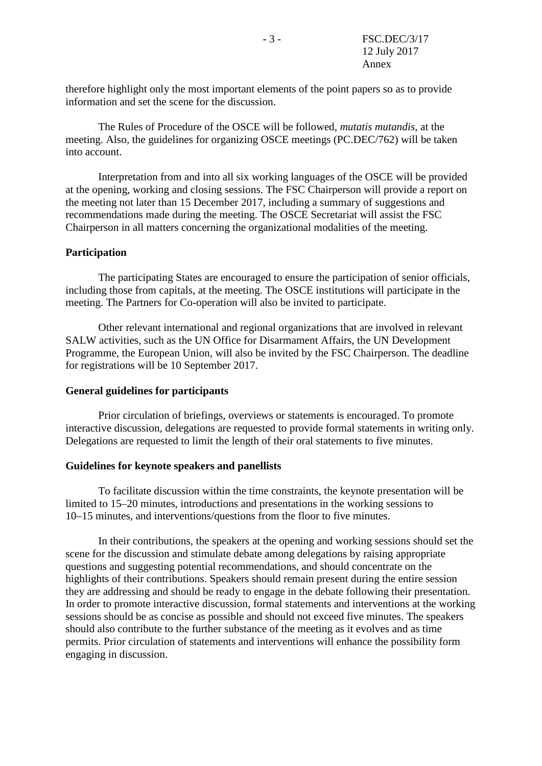therefore highlight only the most important elements of the point papers so as to provide information and set the scene for the discussion.

The Rules of Procedure of the OSCE will be followed, *mutatis mutandis*, at the meeting. Also, the guidelines for organizing OSCE meetings (PC.DEC/762) will be taken into account.

Interpretation from and into all six working languages of the OSCE will be provided at the opening, working and closing sessions. The FSC Chairperson will provide a report on the meeting not later than 15 December 2017, including a summary of suggestions and recommendations made during the meeting. The OSCE Secretariat will assist the FSC Chairperson in all matters concerning the organizational modalities of the meeting.

**Participation**

The participating States are encouraged to ensure the participation of senior officials, including those from capitals, at the meeting. The OSCE institutions will participate in the meeting. The Partners for Co-operation will also be invited to participate.

Other relevant international and regional organizations that are involved in relevant SALW activities, such as the UN Office for Disarmament Affairs, the UN Development Programme, the European Union, will also be invited by the FSC Chairperson. The deadline for registrations will be 10 September 2017.

**General guidelines for participants**

Prior circulation of briefings, overviews or statements is encouraged. To promote interactive discussion, delegations are requested to provide formal statements in writing only. Delegations are requested to limit the length of their oral statements to five minutes.

**Guidelines for keynote speakers and panellists**

To facilitate discussion within the time constraints, the keynote presentation will be limited to 15–20 minutes, introductions and presentations in the working sessions to 10–15 minutes, and interventions/questions from the floor to five minutes.

In their contributions, the speakers at the opening and working sessions should set the scene for the discussion and stimulate debate among delegations by raising appropriate questions and suggesting potential recommendations, and should concentrate on the highlights of their contributions. Speakers should remain present during the entire session they are addressing and should be ready to engage in the debate following their presentation. In order to promote interactive discussion, formal statements and interventions at the working sessions should be as concise as possible and should not exceed five minutes. The speakers should also contribute to the further substance of the meeting as it evolves and as time permits. Prior circulation of statements and interventions will enhance the possibility form engaging in discussion.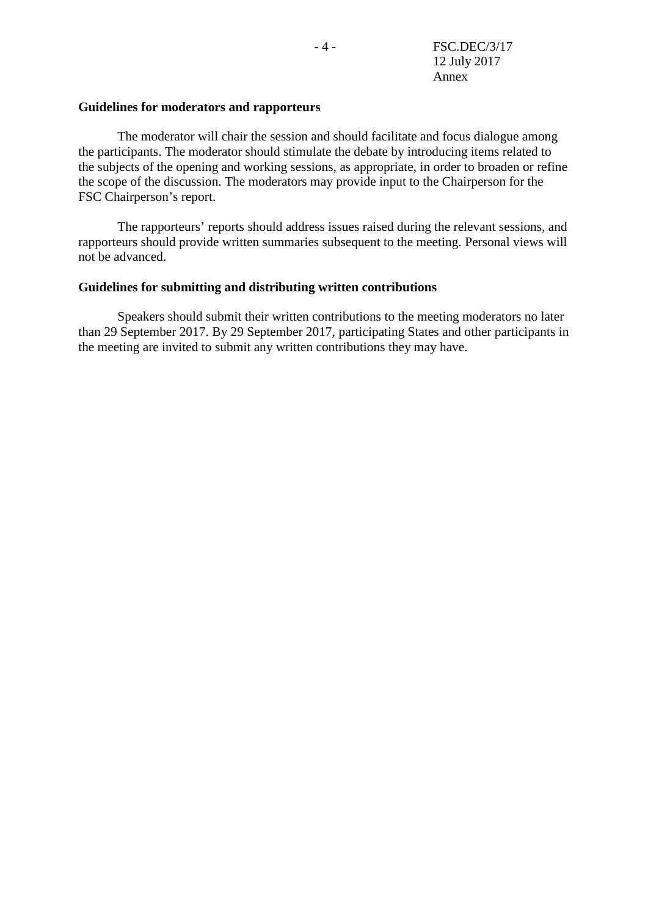**Guidelines for moderators and rapporteurs**

The moderator will chair the session and should facilitate and focus dialogue among the participants. The moderator should stimulate the debate by introducing items related to the subjects of the opening and working sessions, as appropriate, in order to broaden or refine the scope of the discussion. The moderators may provide input to the Chairperson for the FSC Chairperson's report.

The rapporteurs' reports should address issues raised during the relevant sessions, and rapporteurs should provide written summaries subsequent to the meeting. Personal views will not be advanced.

**Guidelines for submitting and distributing written contributions**

Speakers should submit their written contributions to the meeting moderators no later than 29 September 2017. By 29 September 2017, participating States and other participants in the meeting are invited to submit any written contributions they may have.